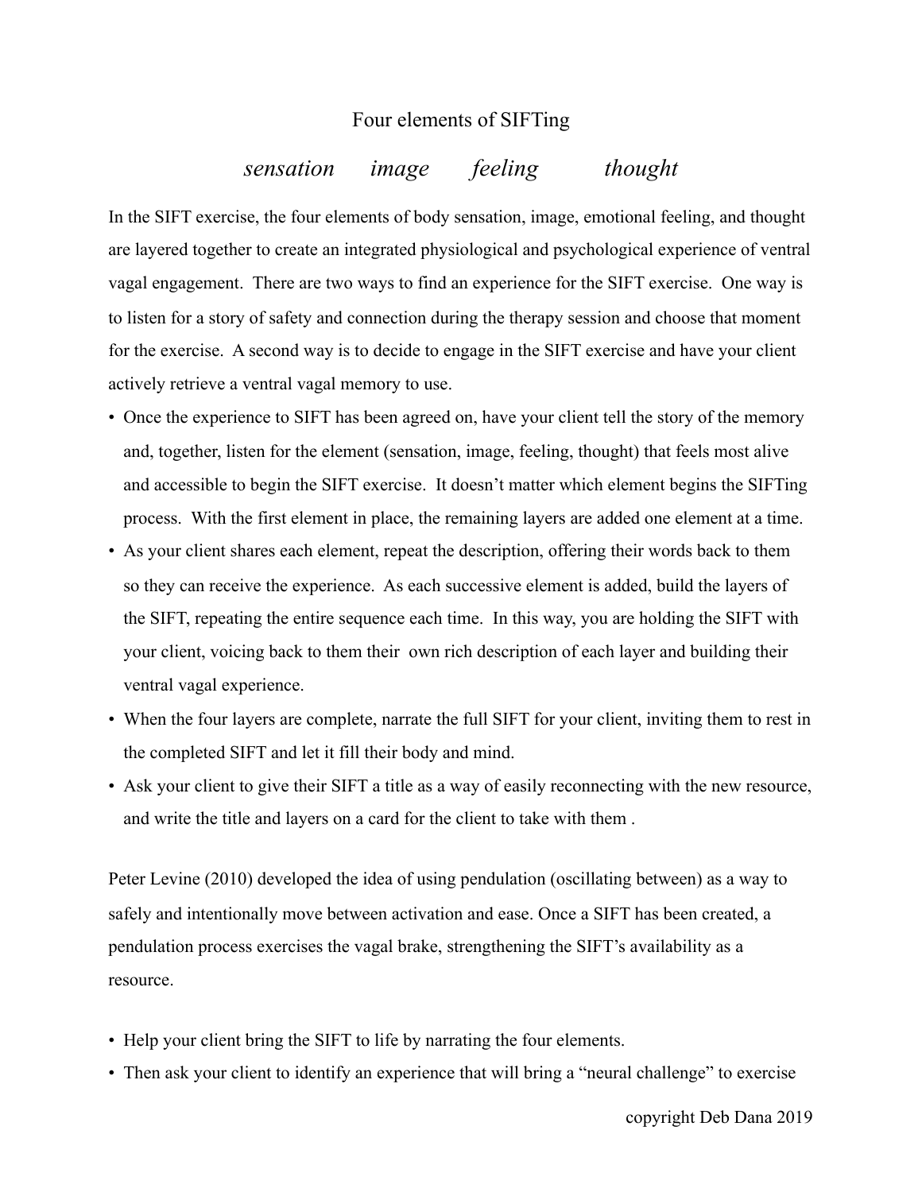# Four elements of SIFTing

*sensation image feeling thought*

In the SIFT exercise, the four elements of body sensation, image, emotional feeling, and thought are layered together to create an integrated physiological and psychological experience of ventral vagal engagement. There are two ways to find an experience for the SIFT exercise. One way is to listen for a story of safety and connection during the therapy session and choose that moment for the exercise. A second way is to decide to engage in the SIFT exercise and have your client actively retrieve a ventral vagal memory to use.

- Once the experience to SIFT has been agreed on, have your client tell the story of the memory and, together, listen for the element (sensation, image, feeling, thought) that feels most alive and accessible to begin the SIFT exercise. It doesn't matter which element begins the SIFTing process. With the first element in place, the remaining layers are added one element at a time.
- As your client shares each element, repeat the description, offering their words back to them so they can receive the experience. As each successive element is added, build the layers of the SIFT, repeating the entire sequence each time. In this way, you are holding the SIFT with your client, voicing back to them their own rich description of each layer and building their ventral vagal experience.
- When the four layers are complete, narrate the full SIFT for your client, inviting them to rest in the completed SIFT and let it fill their body and mind.
- Ask your client to give their SIFT a title as a way of easily reconnecting with the new resource, and write the title and layers on a card for the client to take with them .

Peter Levine (2010) developed the idea of using pendulation (oscillating between) as a way to safely and intentionally move between activation and ease. Once a SIFT has been created, a pendulation process exercises the vagal brake, strengthening the SIFT's availability as a resource.

- Help your client bring the SIFT to life by narrating the four elements.
- Then ask your client to identify an experience that will bring a "neural challenge" to exercise

copyright Deb Dana 2019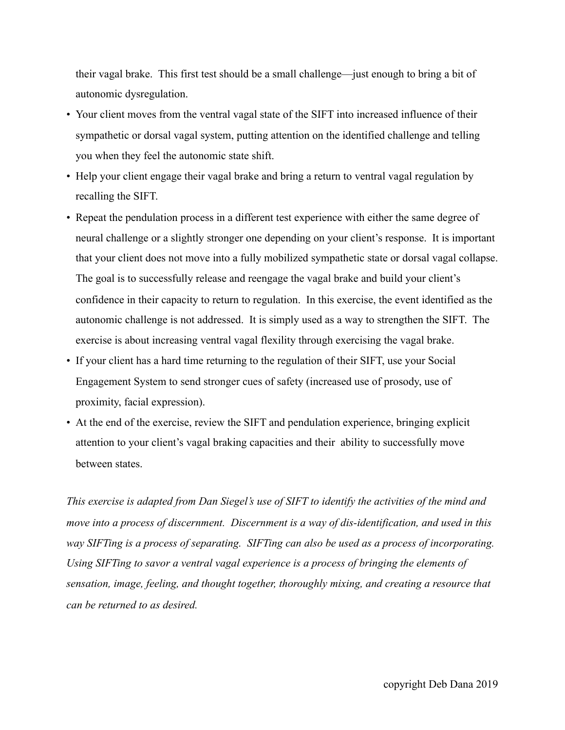their vagal brake. This first test should be a small challenge—just enough to bring a bit of autonomic dysregulation.

- Your client moves from the ventral vagal state of the SIFT into increased influence of their sympathetic or dorsal vagal system, putting attention on the identified challenge and telling you when they feel the autonomic state shift.
- Help your client engage their vagal brake and bring a return to ventral vagal regulation by recalling the SIFT.
- Repeat the pendulation process in a different test experience with either the same degree of neural challenge or a slightly stronger one depending on your client's response. It is important that your client does not move into a fully mobilized sympathetic state or dorsal vagal collapse. The goal is to successfully release and reengage the vagal brake and build your client's confidence in their capacity to return to regulation. In this exercise, the event identified as the autonomic challenge is not addressed. It is simply used as a way to strengthen the SIFT. The exercise is about increasing ventral vagal flexility through exercising the vagal brake.
- If your client has a hard time returning to the regulation of their SIFT, use your Social Engagement System to send stronger cues of safety (increased use of prosody, use of proximity, facial expression).
- At the end of the exercise, review the SIFT and pendulation experience, bringing explicit attention to your client's vagal braking capacities and their ability to successfully move between states.

*This exercise is adapted from Dan Siegel's use of SIFT to identify the activities of the mind and move into a process of discernment. Discernment is a way of dis-identification, and used in this way SIFTing is a process of separating. SIFTing can also be used as a process of incorporating. Using SIFTing to savor a ventral vagal experience is a process of bringing the elements of sensation, image, feeling, and thought together, thoroughly mixing, and creating a resource that can be returned to as desired.*

copyright Deb Dana 2019